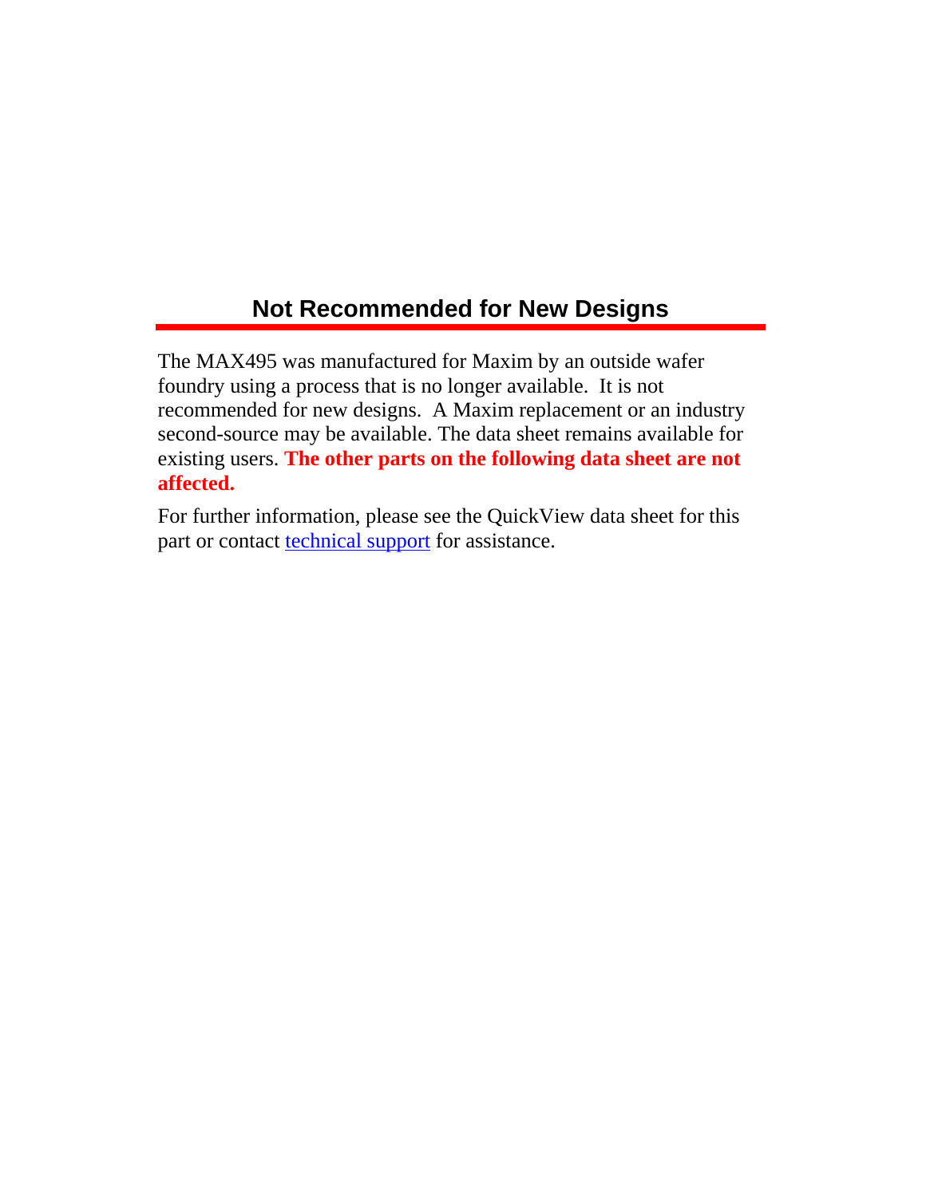## Not Recommended for New Designs

The MAX495 was manufactured for Maxim by an outside wafer foundry using a process that is no longer available. It is not recommended for new designs. A Maxim replacement or an industry second-source may be available. The data sheet remains available for existing users. **The other parts on the following data sheet are not affected.**

For further information, please see the QuickView data sheet for this part or contact technical support for assistance.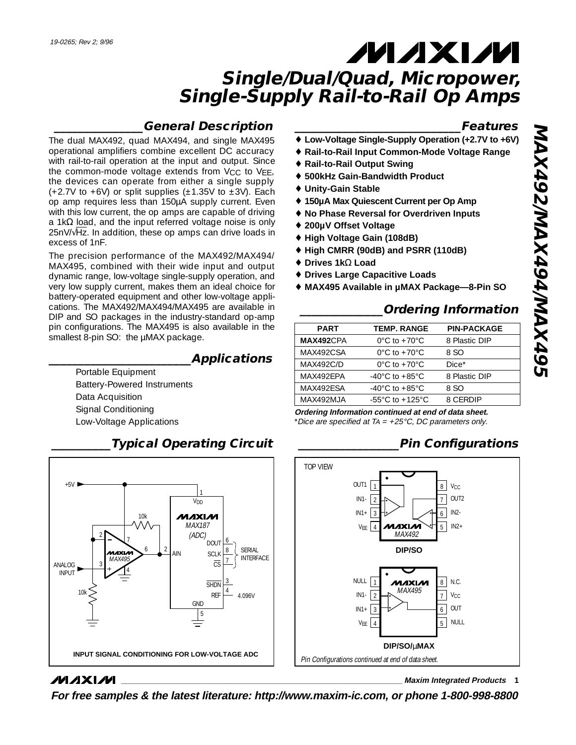19-0265; Rev 2; 9/96

# Single/Dual/Quad, Micropower, Single-Supply Rail-to-Rail Op Amps

## MAX492/MAX494/MAX495

## General Description

The dual MAX492, quad MAX494, and single MAX495 operational amplifiers combine excellent DC accuracy with rail-to-rail operation at the input and output. Since the common-mode voltage extends from $V_{CC}$ to $V_{EE}$, the devices can operate from either a single supply (+2.7V to +6V) or split supplies (±1.35V to ±3V). Each op amp requires less than 150µA supply current. Even with this low current, the op amps are capable of driving a 1kΩ load, and the input referred voltage noise is only 25nV/√Hz. In addition, these op amps can drive loads in excess of 1nF.

The precision performance of the MAX492/MAX494/MAX495, combined with their wide input and output dynamic range, low-voltage single-supply operation, and very low supply current, makes them an ideal choice for battery-operated equipment and other low-voltage applications. The MAX492/MAX494/MAX495 are available in DIP and SO packages in the industry-standard op-amp pin configurations. The MAX495 is also available in the smallest 8-pin SO: the µMAX package.

## Applications

- Portable Equipment
- Battery-Powered Instruments
- Data Acquisition
- Signal Conditioning
- Low-Voltage Applications

## Features

- ♦ Low-Voltage Single-Supply Operation (+2.7V to +6V)
- ♦ Rail-to-Rail Input Common-Mode Voltage Range
- ♦ Rail-to-Rail Output Swing
- ♦ 500kHz Gain-Bandwidth Product
- ♦ Unity-Gain Stable
- ♦ 150µA Max Quiescent Current per Op Amp
- ♦ No Phase Reversal for Overdriven Inputs
- ♦ 200µV Offset Voltage
- ♦ High Voltage Gain (108dB)
- ♦ High CMRR (90dB) and PSRR (110dB)
- ♦ Drives 1kΩ Load
- ♦ Drives Large Capacitive Loads
- ♦ MAX495 Available in µMAX Package—8-Pin SO

## Ordering Information

| PART | TEMP. RANGE | PIN-PACKAGE |
|---|---|---|
| **MAX492**CPA | 0°C to +70°C | 8 Plastic DIP |
| MAX492CSA | 0°C to +70°C | 8 SO |
| MAX492C/D | 0°C to +70°C | Dice* |
| MAX492EPA | -40°C to +85°C | 8 Plastic DIP |
| MAX492ESA | -40°C to +85°C | 8 SO |
| MAX492MJA | -55°C to +125°C | 8 CERDIP |

***Ordering Information continued at end of data sheet.***
*\*Dice are specified at $T_A$ = +25°C, DC parameters only.*

## Typical Operating Circuit

INPUT SIGNAL CONDITIONING FOR LOW-VOLTAGE ADC

## Pin Configurations

TOP VIEW

MAX492 DIP/SO: 1 OUT1, 2 IN1-, 3 IN1+, 4 $V_{EE}$, 5 IN2+, 6 IN2-, 7 OUT2, 8 $V_{CC}$

MAX495 DIP/SO/µMAX: 1 NULL, 2 IN1-, 3 IN1+, 4 $V_{EE}$, 5 NULL, 6 OUT, 7 $V_{CC}$, 8 N.C.

*Pin Configurations continued at end of data sheet.*

Maxim Integrated Products

**For free samples & the latest literature: http://www.maxim-ic.com, or phone 1-800-998-8800**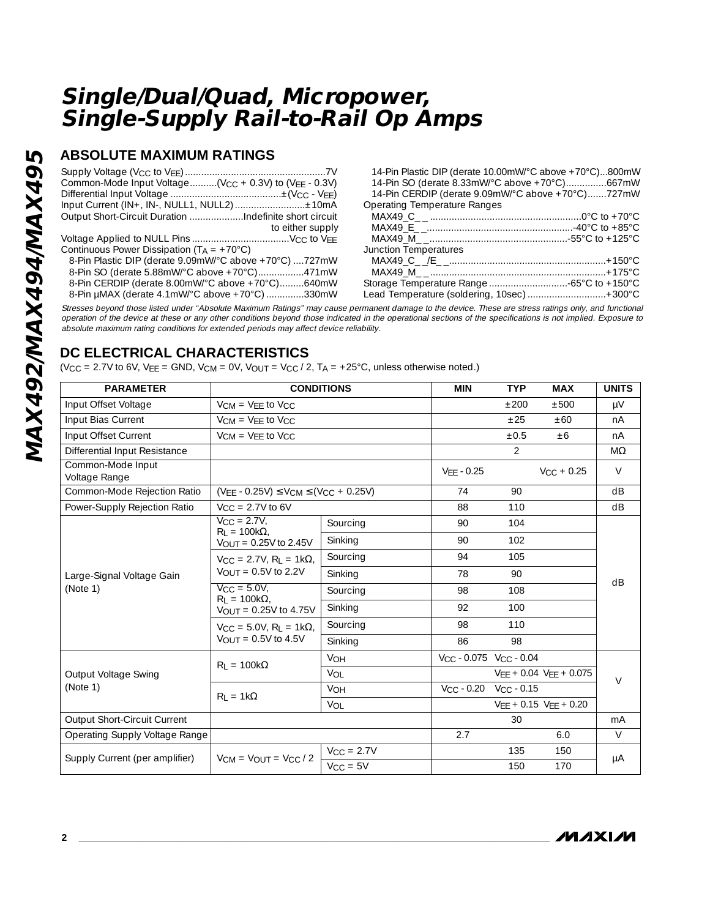# Single/Dual/Quad, Micropower, Single-Supply Rail-to-Rail Op Amps

## ABSOLUTE MAXIMUM RATINGS

Supply Voltage ($V_{CC}$ to $V_{EE}$)....................................................7V
Common-Mode Input Voltage..........($V_{CC}$ + 0.3V) to ($V_{EE}$ - 0.3V)
Differential Input Voltage ..........................................±($V_{CC}$ - $V_{EE}$)
Input Current (IN+, IN-, NULL1, NULL2)..........................±10mA
Output Short-Circuit Duration ....................Indefinite short circuit to either supply
Voltage Applied to NULL Pins ....................................$V_{CC}$ to $V_{EE}$
Continuous Power Dissipation ($T_A$ = +70°C)
- 8-Pin Plastic DIP (derate 9.09mW/°C above +70°C) ....727mW
- 8-Pin SO (derate 5.88mW/°C above +70°C).................471mW
- 8-Pin CERDIP (derate 8.00mW/°C above +70°C).........640mW
- 8-Pin µMAX (derate 4.1mW/°C above +70°C) .............330mW
- 14-Pin Plastic DIP (derate 10.00mW/°C above +70°C)...800mW
- 14-Pin SO (derate 8.33mW/°C above +70°C)...............667mW
- 14-Pin CERDIP (derate 9.09mW/°C above +70°C).......727mW

Operating Temperature Ranges
- MAX49_C_ _ ........................................................0°C to +70°C
- MAX49_E_ _......................................................-40°C to +85°C
- MAX49_M_ _...................................................-55°C to +125°C

Junction Temperatures
- MAX49_C_ _/E_ _..........................................................+150°C
- MAX49_M_ _.................................................................+175°C

Storage Temperature Range .............................-65°C to +150°C
Lead Temperature (soldering, 10sec) .............................+300°C

*Stresses beyond those listed under "Absolute Maximum Ratings" may cause permanent damage to the device. These are stress ratings only, and functional operation of the device at these or any other conditions beyond those indicated in the operational sections of the specifications is not implied. Exposure to absolute maximum rating conditions for extended periods may affect device reliability.*

## DC ELECTRICAL CHARACTERISTICS

($V_{CC}$ = 2.7V to 6V, $V_{EE}$ = GND, $V_{CM}$ = 0V, $V_{OUT}$ = $V_{CC}$ / 2, $T_A$ = +25°C, unless otherwise noted.)

| PARAMETER | CONDITIONS | | MIN | TYP | MAX | UNITS |
|---|---|---|---|---|---|---|
| Input Offset Voltage | $V_{CM}$ = $V_{EE}$ to $V_{CC}$ | | | ±200 | ±500 | µV |
| Input Bias Current | $V_{CM}$ = $V_{EE}$ to $V_{CC}$ | | | ±25 | ±60 | nA |
| Input Offset Current | $V_{CM}$ = $V_{EE}$ to $V_{CC}$ | | | ±0.5 | ±6 | nA |
| Differential Input Resistance | | | | 2 | | MΩ |
| Common-Mode Input Voltage Range | | | $V_{EE}$ - 0.25 | | $V_{CC}$ + 0.25 | V |
| Common-Mode Rejection Ratio | ($V_{EE}$ - 0.25V) ≤ $V_{CM}$ ≤ ($V_{CC}$ + 0.25V) | | 74 | 90 | | dB |
| Power-Supply Rejection Ratio | $V_{CC}$ = 2.7V to 6V | | 88 | 110 | | dB |
| Large-Signal Voltage Gain (Note 1) | $V_{CC}$ = 2.7V, $R_L$ = 100kΩ, $V_{OUT}$ = 0.25V to 2.45V | Sourcing | 90 | 104 | | dB |
| | | Sinking | 90 | 102 | | |
| | $V_{CC}$ = 2.7V, $R_L$ = 1kΩ, $V_{OUT}$ = 0.5V to 2.2V | Sourcing | 94 | 105 | | |
| | | Sinking | 78 | 90 | | |
| | $V_{CC}$ = 5.0V, $R_L$ = 100kΩ, $V_{OUT}$ = 0.25V to 4.75V | Sourcing | 98 | 108 | | |
| | | Sinking | 92 | 100 | | |
| | $V_{CC}$ = 5.0V, $R_L$ = 1kΩ, $V_{OUT}$ = 0.5V to 4.5V | Sourcing | 98 | 110 | | |
| | | Sinking | 86 | 98 | | |
| Output Voltage Swing (Note 1) | $R_L$ = 100kΩ | $V_{OH}$ | $V_{CC}$ - 0.075 | $V_{CC}$ - 0.04 | | V |
| | | $V_{OL}$ | | $V_{EE}$ + 0.04 | $V_{EE}$ + 0.075 | |
| | $R_L$ = 1kΩ | $V_{OH}$ | $V_{CC}$ - 0.20 | $V_{CC}$ - 0.15 | | |
| | | $V_{OL}$ | | $V_{EE}$ + 0.15 | $V_{EE}$ + 0.20 | |
| Output Short-Circuit Current | | | | 30 | | mA |
| Operating Supply Voltage Range | | | 2.7 | | 6.0 | V |
| Supply Current (per amplifier) | $V_{CM}$ = $V_{OUT}$ = $V_{CC}$ / 2 | $V_{CC}$ = 2.7V | | 135 | 150 | µA |
| | | $V_{CC}$ = 5V | | 150 | 170 | |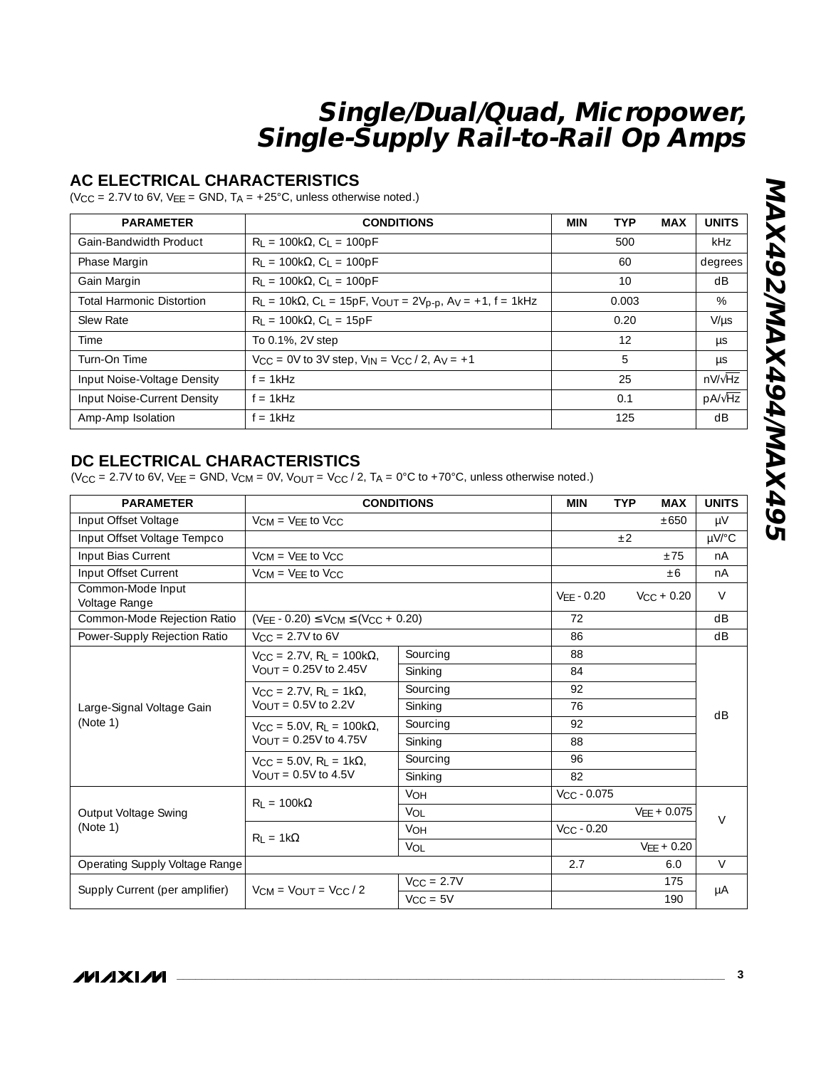## AC ELECTRICAL CHARACTERISTICS

($V_{CC}$ = 2.7V to 6V, $V_{EE}$ = GND, $T_A$ = +25°C, unless otherwise noted.)

| PARAMETER | CONDITIONS | MIN | TYP | MAX | UNITS |
|---|---|---|---|---|---|
| Gain-Bandwidth Product | $R_L$ = 100kΩ, $C_L$ = 100pF | | 500 | | kHz |
| Phase Margin | $R_L$ = 100kΩ, $C_L$ = 100pF | | 60 | | degrees |
| Gain Margin | $R_L$ = 100kΩ, $C_L$ = 100pF | | 10 | | dB |
| Total Harmonic Distortion | $R_L$ = 10kΩ, $C_L$ = 15pF, $V_{OUT}$ = 2$V_{p-p}$, $A_V$ = +1, f = 1kHz | | 0.003 | | % |
| Slew Rate | $R_L$ = 100kΩ, $C_L$ = 15pF | | 0.20 | | V/µs |
| Time | To 0.1%, 2V step | | 12 | | µs |
| Turn-On Time | $V_{CC}$ = 0V to 3V step, $V_{IN}$ = $V_{CC}$ / 2, $A_V$ = +1 | | 5 | | µs |
| Input Noise-Voltage Density | f = 1kHz | | 25 | | nV/√Hz |
| Input Noise-Current Density | f = 1kHz | | 0.1 | | pA/√Hz |
| Amp-Amp Isolation | f = 1kHz | | 125 | | dB |

## DC ELECTRICAL CHARACTERISTICS

($V_{CC}$ = 2.7V to 6V, $V_{EE}$ = GND, $V_{CM}$ = 0V, $V_{OUT}$ = $V_{CC}$ / 2, $T_A$ = 0°C to +70°C, unless otherwise noted.)

| PARAMETER | CONDITIONS | | MIN | TYP | MAX | UNITS |
|---|---|---|---|---|---|---|
| Input Offset Voltage | $V_{CM}$ = $V_{EE}$ to $V_{CC}$ | | | | ±650 | µV |
| Input Offset Voltage Tempco | | | | ±2 | | µV/°C |
| Input Bias Current | $V_{CM}$ = $V_{EE}$ to $V_{CC}$ | | | | ±75 | nA |
| Input Offset Current | $V_{CM}$ = $V_{EE}$ to $V_{CC}$ | | | | ±6 | nA |
| Common-Mode Input Voltage Range | | | $V_{EE}$ - 0.20 | | $V_{CC}$ + 0.20 | V |
| Common-Mode Rejection Ratio | ($V_{EE}$ - 0.20) ≤ $V_{CM}$ ≤ ($V_{CC}$ + 0.20) | | 72 | | | dB |
| Power-Supply Rejection Ratio | $V_{CC}$ = 2.7V to 6V | | 86 | | | dB |
| Large-Signal Voltage Gain (Note 1) | $V_{CC}$ = 2.7V, $R_L$ = 100kΩ, $V_{OUT}$ = 0.25V to 2.45V | Sourcing | 88 | | | dB |
| | | Sinking | 84 | | | |
| | $V_{CC}$ = 2.7V, $R_L$ = 1kΩ, $V_{OUT}$ = 0.5V to 2.2V | Sourcing | 92 | | | |
| | | Sinking | 76 | | | |
| | $V_{CC}$ = 5.0V, $R_L$ = 100kΩ, $V_{OUT}$ = 0.25V to 4.75V | Sourcing | 92 | | | |
| | | Sinking | 88 | | | |
| | $V_{CC}$ = 5.0V, $R_L$ = 1kΩ, $V_{OUT}$ = 0.5V to 4.5V | Sourcing | 96 | | | |
| | | Sinking | 82 | | | |
| Output Voltage Swing (Note 1) | $R_L$ = 100kΩ | $V_{OH}$ | $V_{CC}$ - 0.075 | | | V |
| | | $V_{OL}$ | | | $V_{EE}$ + 0.075 | |
| | $R_L$ = 1kΩ | $V_{OH}$ | $V_{CC}$ - 0.20 | | | |
| | | $V_{OL}$ | | | $V_{EE}$ + 0.20 | |
| Operating Supply Voltage Range | | | 2.7 | | 6.0 | V |
| Supply Current (per amplifier) | $V_{CM}$ = $V_{OUT}$ = $V_{CC}$ / 2 | $V_{CC}$ = 2.7V | | | 175 | µA |
| | | $V_{CC}$ = 5V | | | 190 | |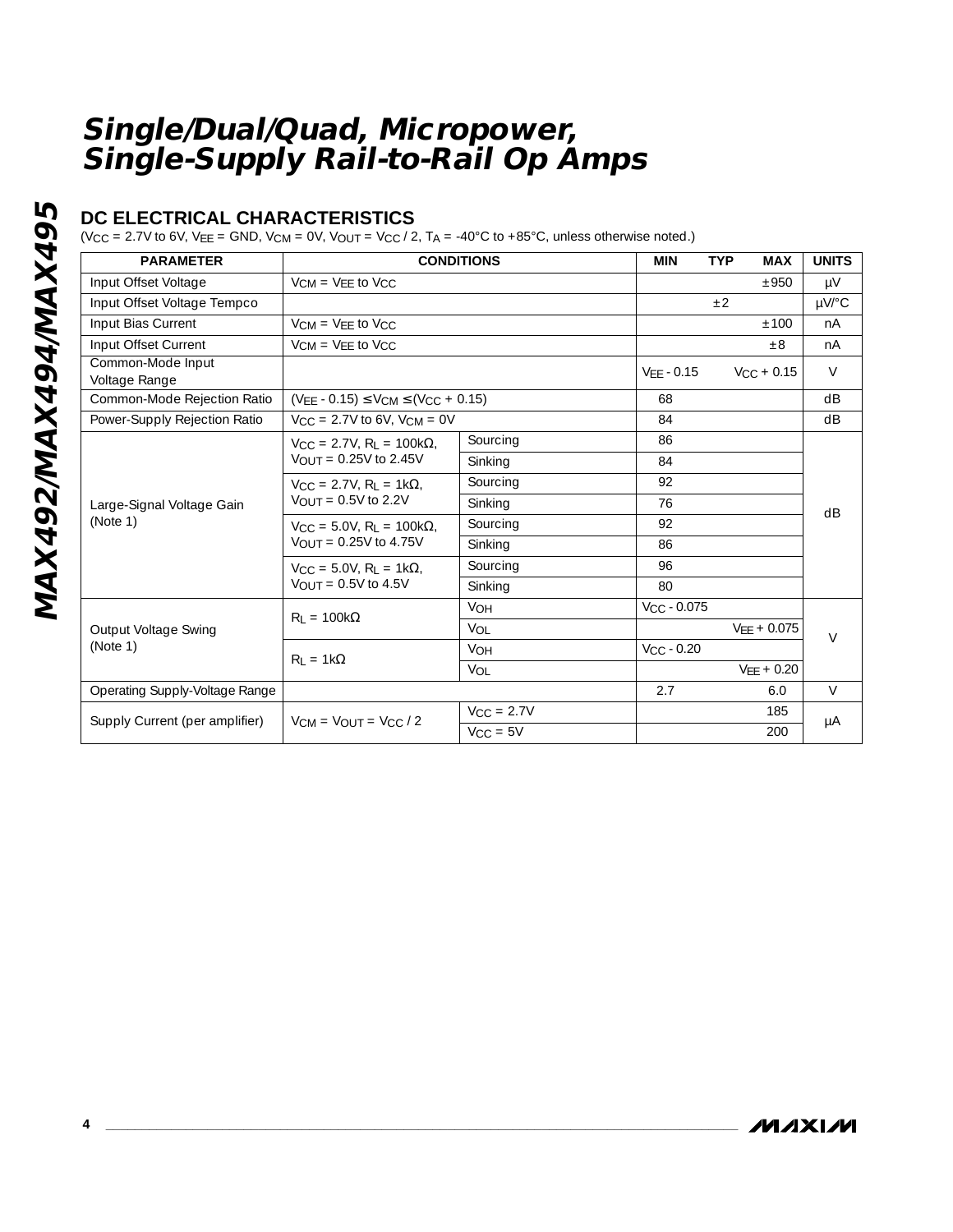## DC ELECTRICAL CHARACTERISTICS

($V_{CC}$ = 2.7V to 6V, $V_{EE}$ = GND, $V_{CM}$ = 0V, $V_{OUT}$ = $V_{CC}$ / 2, $T_A$ = -40°C to +85°C, unless otherwise noted.)

| PARAMETER | CONDITIONS | | MIN | TYP | MAX | UNITS |
|---|---|---|---|---|---|---|
| Input Offset Voltage | $V_{CM}$ = $V_{EE}$ to $V_{CC}$ | | | | ±950 | µV |
| Input Offset Voltage Tempco | | | | ±2 | | µV/°C |
| Input Bias Current | $V_{CM}$ = $V_{EE}$ to $V_{CC}$ | | | | ±100 | nA |
| Input Offset Current | $V_{CM}$ = $V_{EE}$ to $V_{CC}$ | | | | ±8 | nA |
| Common-Mode Input Voltage Range | | | $V_{EE}$ - 0.15 | | $V_{CC}$ + 0.15 | V |
| Common-Mode Rejection Ratio | ($V_{EE}$ - 0.15) ≤ $V_{CM}$ ≤ ($V_{CC}$ + 0.15) | | 68 | | | dB |
| Power-Supply Rejection Ratio | $V_{CC}$ = 2.7V to 6V, $V_{CM}$ = 0V | | 84 | | | dB |
| Large-Signal Voltage Gain (Note 1) | $V_{CC}$ = 2.7V, $R_L$ = 100kΩ, $V_{OUT}$ = 0.25V to 2.45V | Sourcing | 86 | | | dB |
| | | Sinking | 84 | | | |
| | $V_{CC}$ = 2.7V, $R_L$ = 1kΩ, $V_{OUT}$ = 0.5V to 2.2V | Sourcing | 92 | | | |
| | | Sinking | 76 | | | |
| | $V_{CC}$ = 5.0V, $R_L$ = 100kΩ, $V_{OUT}$ = 0.25V to 4.75V | Sourcing | 92 | | | |
| | | Sinking | 86 | | | |
| | $V_{CC}$ = 5.0V, $R_L$ = 1kΩ, $V_{OUT}$ = 0.5V to 4.5V | Sourcing | 96 | | | |
| | | Sinking | 80 | | | |
| Output Voltage Swing (Note 1) | $R_L$ = 100kΩ | $V_{OH}$ | $V_{CC}$ - 0.075 | | | V |
| | | $V_{OL}$ | | | $V_{EE}$ + 0.075 | |
| | $R_L$ = 1kΩ | $V_{OH}$ | $V_{CC}$ - 0.20 | | | |
| | | $V_{OL}$ | | | $V_{EE}$ + 0.20 | |
| Operating Supply-Voltage Range | | | 2.7 | | 6.0 | V |
| Supply Current (per amplifier) | $V_{CM}$ = $V_{OUT}$ = $V_{CC}$ / 2 | $V_{CC}$ = 2.7V | | | 185 | µA |
| | | $V_{CC}$ = 5V | | | 200 | |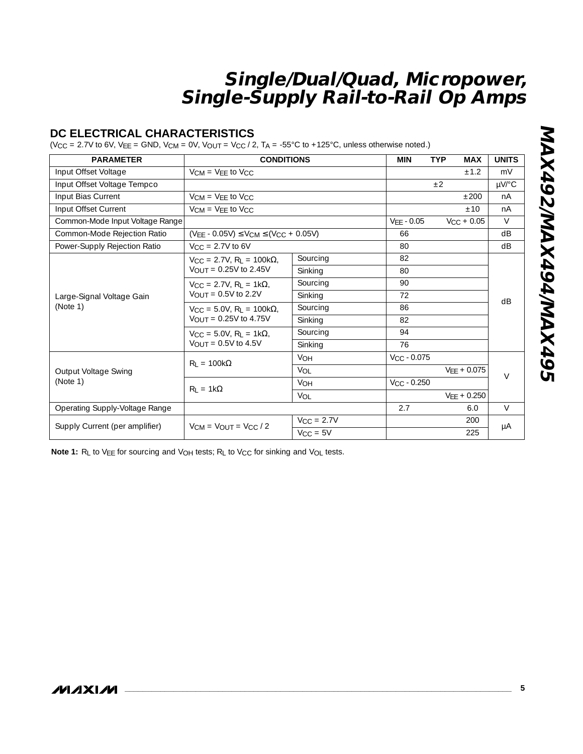## DC ELECTRICAL CHARACTERISTICS

($V_{CC}$ = 2.7V to 6V, $V_{EE}$ = GND, $V_{CM}$ = 0V, $V_{OUT}$ = $V_{CC}$ / 2, $T_A$ = -55°C to +125°C, unless otherwise noted.)

| PARAMETER | CONDITIONS | | MIN | TYP | MAX | UNITS |
|---|---|---|---|---|---|---|
| Input Offset Voltage | $V_{CM}$ = $V_{EE}$ to $V_{CC}$ | | | | ±1.2 | mV |
| Input Offset Voltage Tempco | | | | ±2 | | µV/°C |
| Input Bias Current | $V_{CM}$ = $V_{EE}$ to $V_{CC}$ | | | | ±200 | nA |
| Input Offset Current | $V_{CM}$ = $V_{EE}$ to $V_{CC}$ | | | | ±10 | nA |
| Common-Mode Input Voltage Range | | | $V_{EE}$ - 0.05 | | $V_{CC}$ + 0.05 | V |
| Common-Mode Rejection Ratio | ($V_{EE}$ - 0.05V) ≤ $V_{CM}$ ≤ ($V_{CC}$ + 0.05V) | | 66 | | | dB |
| Power-Supply Rejection Ratio | $V_{CC}$ = 2.7V to 6V | | 80 | | | dB |
| Large-Signal Voltage Gain (Note 1) | $V_{CC}$ = 2.7V, $R_L$ = 100kΩ, $V_{OUT}$ = 0.25V to 2.45V | Sourcing | 82 | | | dB |
| | | Sinking | 80 | | | |
| | $V_{CC}$ = 2.7V, $R_L$ = 1kΩ, $V_{OUT}$ = 0.5V to 2.2V | Sourcing | 90 | | | |
| | | Sinking | 72 | | | |
| | $V_{CC}$ = 5.0V, $R_L$ = 100kΩ, $V_{OUT}$ = 0.25V to 4.75V | Sourcing | 86 | | | |
| | | Sinking | 82 | | | |
| | $V_{CC}$ = 5.0V, $R_L$ = 1kΩ, $V_{OUT}$ = 0.5V to 4.5V | Sourcing | 94 | | | |
| | | Sinking | 76 | | | |
| Output Voltage Swing (Note 1) | $R_L$ = 100kΩ | $V_{OH}$ | $V_{CC}$ - 0.075 | | | V |
| | | $V_{OL}$ | | | $V_{EE}$ + 0.075 | |
| | $R_L$ = 1kΩ | $V_{OH}$ | $V_{CC}$ - 0.250 | | | |
| | | $V_{OL}$ | | | $V_{EE}$ + 0.250 | |
| Operating Supply-Voltage Range | | | 2.7 | | 6.0 | V |
| Supply Current (per amplifier) | $V_{CM}$ = $V_{OUT}$ = $V_{CC}$ / 2 | $V_{CC}$ = 2.7V | | | 200 | µA |
| | | $V_{CC}$ = 5V | | | 225 | |

**Note 1:** $R_L$ to $V_{EE}$ for sourcing and $V_{OH}$ tests; $R_L$ to $V_{CC}$ for sinking and $V_{OL}$ tests.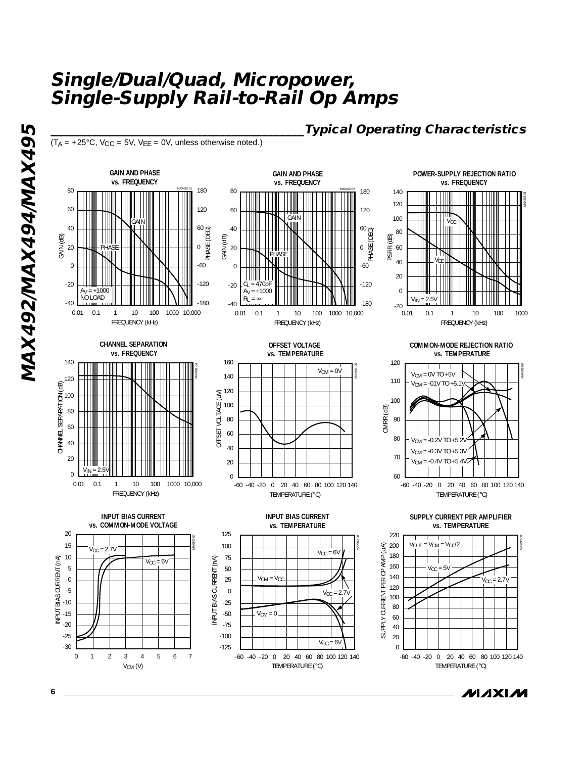## Typical Operating Characteristics

($T_A$ = +25°C, $V_{CC}$ = 5V, $V_{EE}$ = 0V, unless otherwise noted.)

**GAIN AND PHASE vs. FREQUENCY**

$A_V$ = +1000
NO LOAD

**GAIN AND PHASE vs. FREQUENCY**

$C_L$ = 470pF
$A_V$ = +1000
$R_L$ = ∞

**POWER-SUPPLY REJECTION RATIO vs. FREQUENCY**

$V_{IN}$ = 2.5V

**CHANNEL SEPARATION vs. FREQUENCY**

$V_{IN}$ = 2.5V

**OFFSET VOLTAGE vs. TEMPERATURE**

$V_{CM}$ = 0V

**COMMON-MODE REJECTION RATIO vs. TEMPERATURE**

$V_{CM}$ = 0V TO +5V
$V_{CM}$ = -01V TO +5.1V
$V_{CM}$ = -0.2V TO +5.2V
$V_{CM}$ = -0.3V TO +5.3V
$V_{CM}$ = -0.4V TO +5.4V

**INPUT BIAS CURRENT vs. COMMON-MODE VOLTAGE**

$V_{CC}$ = 2.7V
$V_{CC}$ = 6V

**INPUT BIAS CURRENT vs. TEMPERATURE**

$V_{CM}$ = $V_{CC}$
$V_{CM}$ = 0
$V_{CC}$ = 6V
$V_{CC}$ = 2.7V

**SUPPLY CURRENT PER AMPLIFIER vs. TEMPERATURE**

$V_{OUT}$ = $V_{CM}$ = $V_{CC}$/2
$V_{CC}$ = 5V
$V_{CC}$ = 2.7V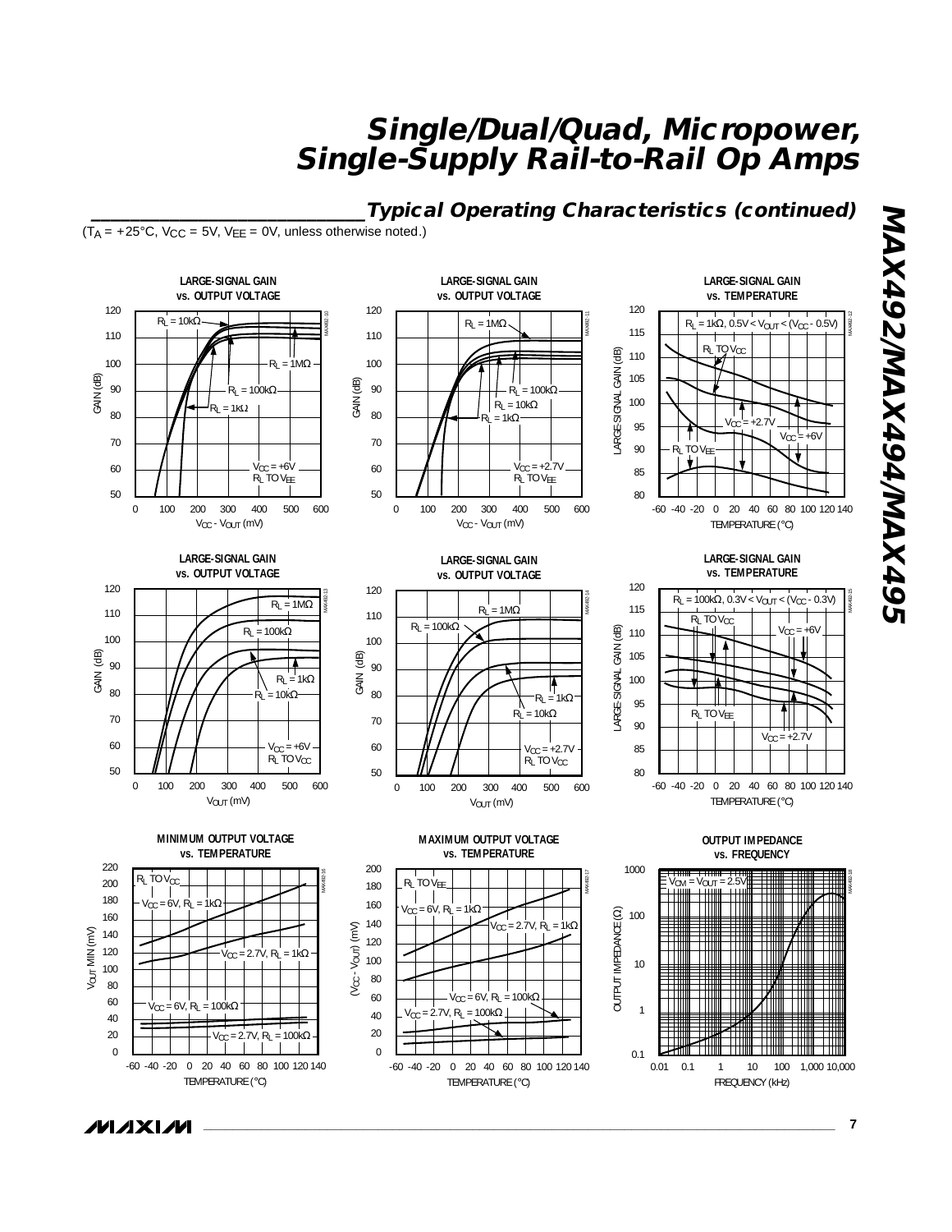## Typical Operating Characteristics (continued)

($T_A$ = +25°C, $V_{CC}$ = 5V, $V_{EE}$ = 0V, unless otherwise noted.)

**LARGE-SIGNAL GAIN vs. OUTPUT VOLTAGE**

$R_L$ = 10kΩ, $R_L$ = 1MΩ, $R_L$ = 100kΩ, $R_L$ = 1kΩ; $V_{CC}$ = +6V, $R_L$ TO $V_{EE}$

**LARGE-SIGNAL GAIN vs. OUTPUT VOLTAGE**

$R_L$ = 1MΩ, $R_L$ = 100kΩ, $R_L$ = 10kΩ, $R_L$ = 1kΩ; $V_{CC}$ = +2.7V, $R_L$ TO $V_{EE}$

**LARGE-SIGNAL GAIN vs. TEMPERATURE**

$R_L$ = 1kΩ, 0.5V < $V_{OUT}$ < ($V_{CC}$ - 0.5V); $R_L$ TO $V_{CC}$; $V_{CC}$ = +2.7V; $V_{CC}$ = +6V; $R_L$ TO $V_{EE}$

**LARGE-SIGNAL GAIN vs. OUTPUT VOLTAGE**

$R_L$ = 1MΩ, $R_L$ = 100kΩ, $R_L$ = 1kΩ, $R_L$ = 10kΩ; $V_{CC}$ = +6V, $R_L$ TO $V_{CC}$

**LARGE-SIGNAL GAIN vs. OUTPUT VOLTAGE**

$R_L$ = 1MΩ, $R_L$ = 100kΩ, $R_L$ = 1kΩ, $R_L$ = 10kΩ; $V_{CC}$ = +2.7V, $R_L$ TO $V_{CC}$

**LARGE-SIGNAL GAIN vs. TEMPERATURE**

$R_L$ = 100kΩ, 0.3V < $V_{OUT}$ < ($V_{CC}$ - 0.3V); $R_L$ TO $V_{CC}$; $V_{CC}$ = +6V; $R_L$ TO $V_{EE}$; $V_{CC}$ = +2.7V

**MINIMUM OUTPUT VOLTAGE vs. TEMPERATURE**

$R_L$ TO $V_{CC}$; $V_{CC}$ = 6V, $R_L$ = 1kΩ; $V_{CC}$ = 2.7V, $R_L$ = 1kΩ; $V_{CC}$ = 6V, $R_L$ = 100kΩ; $V_{CC}$ = 2.7V, $R_L$ = 100kΩ

**MAXIMUM OUTPUT VOLTAGE vs. TEMPERATURE**

$R_L$ TO $V_{EE}$; $V_{CC}$ = 6V, $R_L$ = 1kΩ; $V_{CC}$ = 2.7V, $R_L$ = 1kΩ; $V_{CC}$ = 6V, $R_L$ = 100kΩ; $V_{CC}$ = 2.7V, $R_L$ = 100kΩ

**OUTPUT IMPEDANCE vs. FREQUENCY**

$V_{CM}$ = $V_{OUT}$ = 2.5V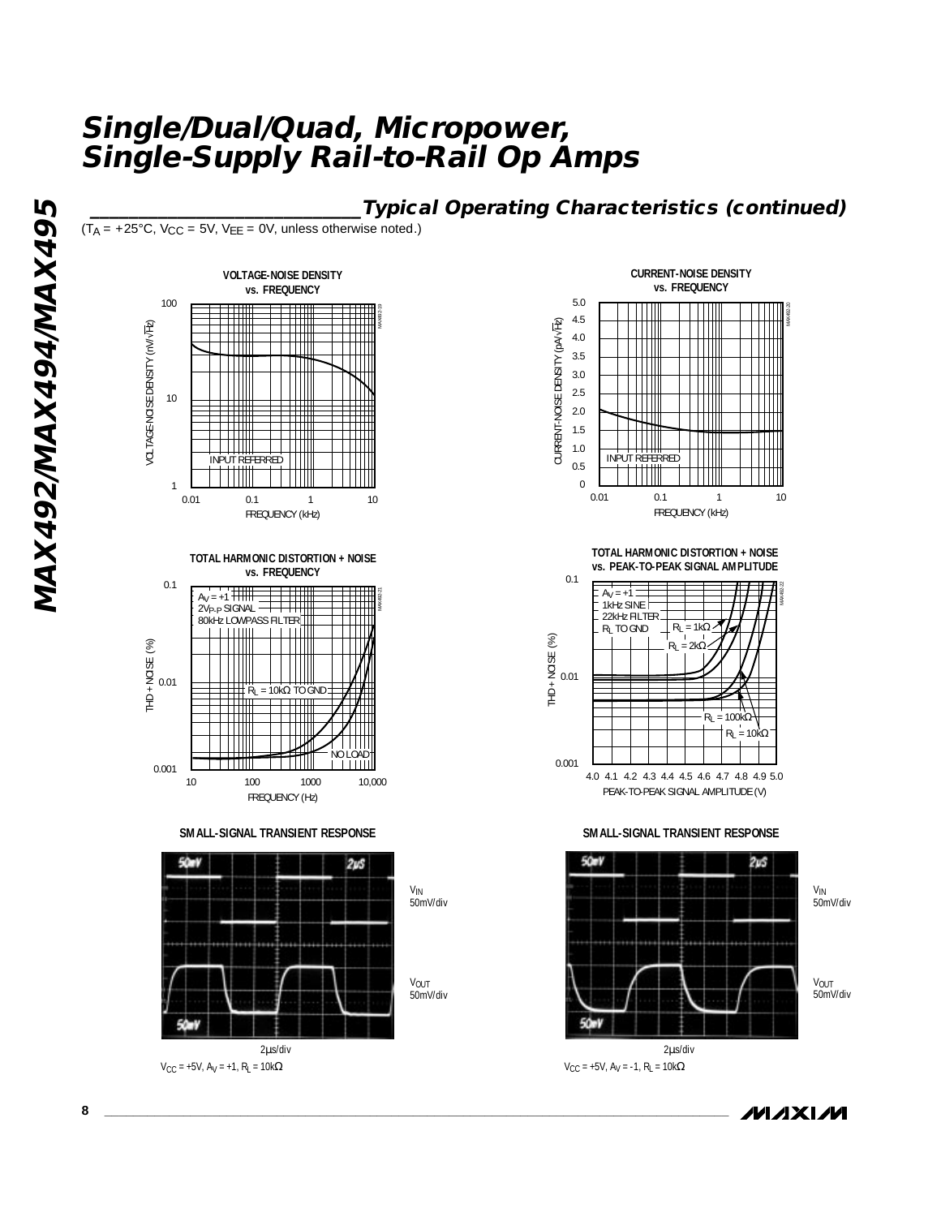## Typical Operating Characteristics (continued)

($T_A$ = +25°C, $V_{CC}$ = 5V, $V_{EE}$ = 0V, unless otherwise noted.)

**VOLTAGE-NOISE DENSITY vs. FREQUENCY**

**CURRENT-NOISE DENSITY vs. FREQUENCY**

**TOTAL HARMONIC DISTORTION + NOISE vs. FREQUENCY**

**TOTAL HARMONIC DISTORTION + NOISE vs. PEAK-TO-PEAK SIGNAL AMPLITUDE**

**SMALL-SIGNAL TRANSIENT RESPONSE**

$V_{CC}$ = +5V, $A_V$ = +1, $R_L$ = 10kΩ

**SMALL-SIGNAL TRANSIENT RESPONSE**

$V_{CC}$ = +5V, $A_V$ = -1, $R_L$ = 10kΩ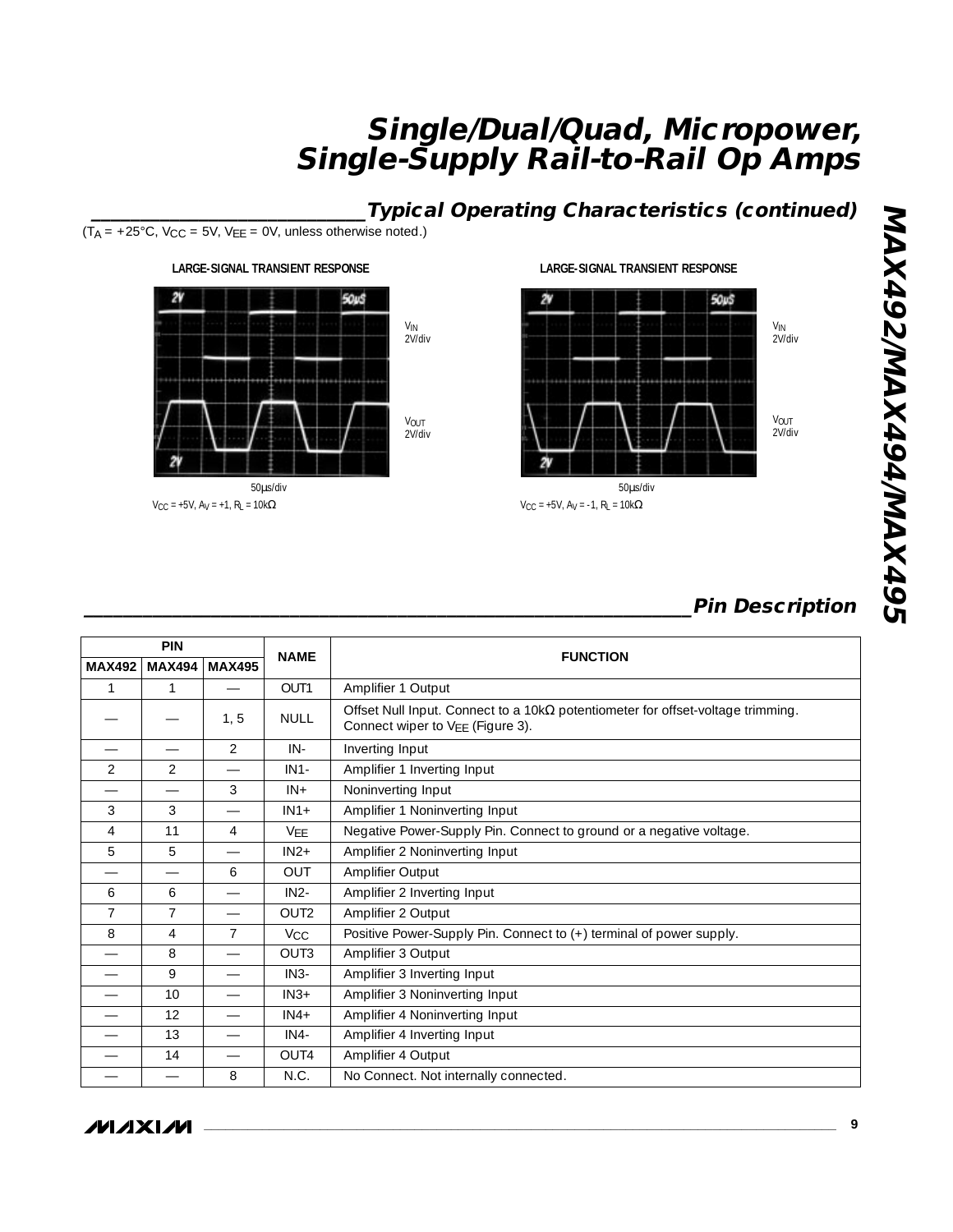## Typical Operating Characteristics (continued)

($T_A$ = +25°C, $V_{CC}$ = 5V, $V_{EE}$ = 0V, unless otherwise noted.)

**LARGE-SIGNAL TRANSIENT RESPONSE**

$V_{IN}$ 2V/div

$V_{OUT}$ 2V/div

50µs/div

$V_{CC}$ = +5V, $A_V$ = +1, $R_L$ = 10kΩ

**LARGE-SIGNAL TRANSIENT RESPONSE**

$V_{IN}$ 2V/div

$V_{OUT}$ 2V/div

50µs/div

$V_{CC}$ = +5V, $A_V$ = -1, $R_L$ = 10kΩ

## Pin Description

| PIN | | | NAME | FUNCTION |
|---|---|---|---|---|
| MAX492 | MAX494 | MAX495 | | |
| 1 | 1 | — | OUT1 | Amplifier 1 Output |
| — | — | 1, 5 | NULL | Offset Null Input. Connect to a 10kΩ potentiometer for offset-voltage trimming. Connect wiper to $V_{EE}$ (Figure 3). |
| — | — | 2 | IN- | Inverting Input |
| 2 | 2 | — | IN1- | Amplifier 1 Inverting Input |
| — | — | 3 | IN+ | Noninverting Input |
| 3 | 3 | — | IN1+ | Amplifier 1 Noninverting Input |
| 4 | 11 | 4 | $V_{EE}$ | Negative Power-Supply Pin. Connect to ground or a negative voltage. |
| 5 | 5 | — | IN2+ | Amplifier 2 Noninverting Input |
| — | — | 6 | OUT | Amplifier Output |
| 6 | 6 | — | IN2- | Amplifier 2 Inverting Input |
| 7 | 7 | — | OUT2 | Amplifier 2 Output |
| 8 | 4 | 7 | $V_{CC}$ | Positive Power-Supply Pin. Connect to (+) terminal of power supply. |
| — | 8 | — | OUT3 | Amplifier 3 Output |
| — | 9 | — | IN3- | Amplifier 3 Inverting Input |
| — | 10 | — | IN3+ | Amplifier 3 Noninverting Input |
| — | 12 | — | IN4+ | Amplifier 4 Noninverting Input |
| — | 13 | — | IN4- | Amplifier 4 Inverting Input |
| — | 14 | — | OUT4 | Amplifier 4 Output |
| — | — | 8 | N.C. | No Connect. Not internally connected. |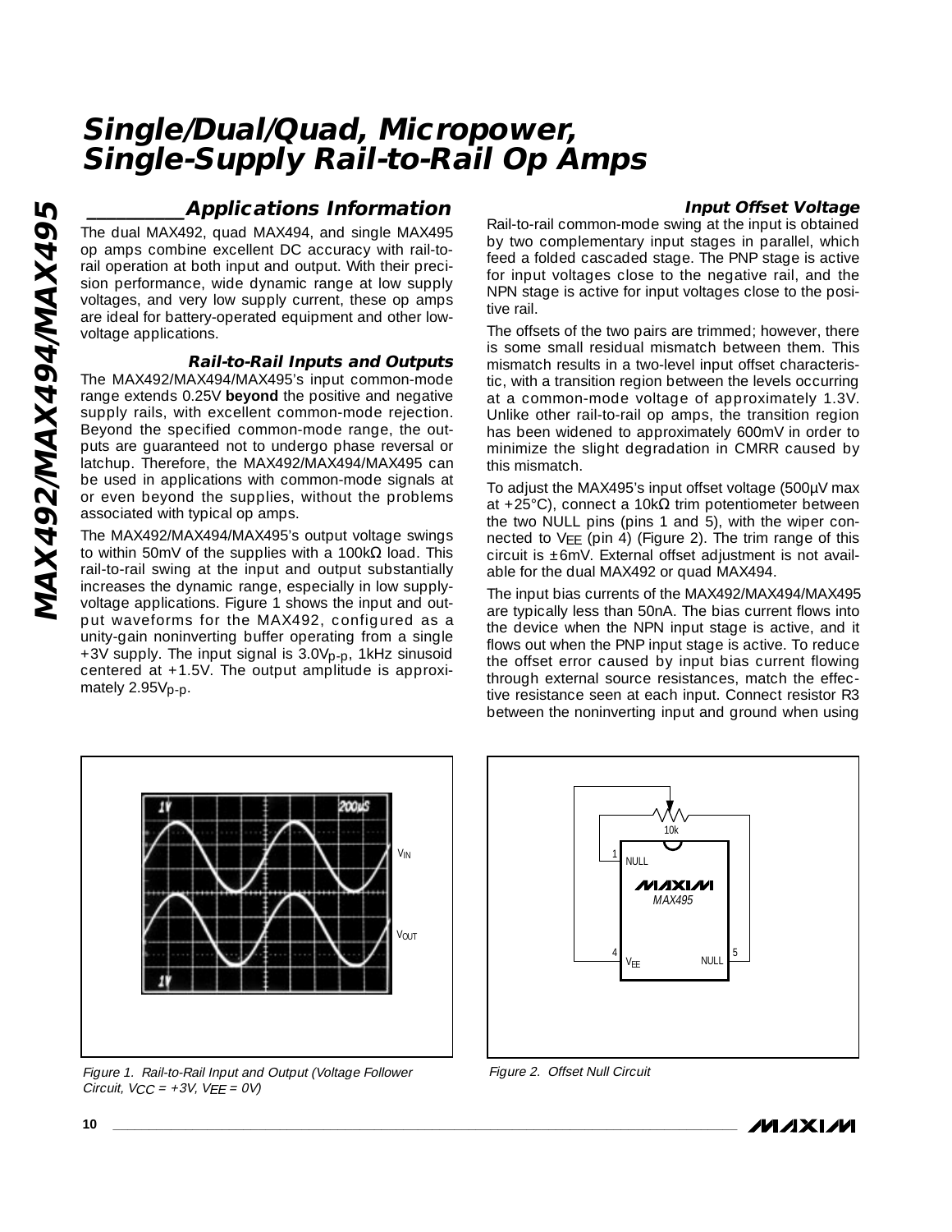## Applications Information

The dual MAX492, quad MAX494, and single MAX495 op amps combine excellent DC accuracy with rail-to-rail operation at both input and output. With their precision performance, wide dynamic range at low supply voltages, and very low supply current, these op amps are ideal for battery-operated equipment and other low-voltage applications.

### Rail-to-Rail Inputs and Outputs

The MAX492/MAX494/MAX495's input common-mode range extends 0.25V **beyond** the positive and negative supply rails, with excellent common-mode rejection. Beyond the specified common-mode range, the outputs are guaranteed not to undergo phase reversal or latchup. Therefore, the MAX492/MAX494/MAX495 can be used in applications with common-mode signals at or even beyond the supplies, without the problems associated with typical op amps.

The MAX492/MAX494/MAX495's output voltage swings to within 50mV of the supplies with a 100kΩ load. This rail-to-rail swing at the input and output substantially increases the dynamic range, especially in low supply-voltage applications. Figure 1 shows the input and output waveforms for the MAX492, configured as a unity-gain noninverting buffer operating from a single +3V supply. The input signal is $3.0V_{p-p}$, 1kHz sinusoid centered at +1.5V. The output amplitude is approximately $2.95V_{p-p}$.

Figure 1. Rail-to-Rail Input and Output (Voltage Follower Circuit, $V_{CC}$ = +3V, $V_{EE}$ = 0V)

### Input Offset Voltage

Rail-to-rail common-mode swing at the input is obtained by two complementary input stages in parallel, which feed a folded cascaded stage. The PNP stage is active for input voltages close to the negative rail, and the NPN stage is active for input voltages close to the positive rail.

The offsets of the two pairs are trimmed; however, there is some small residual mismatch between them. This mismatch results in a two-level input offset characteristic, with a transition region between the levels occurring at a common-mode voltage of approximately 1.3V. Unlike other rail-to-rail op amps, the transition region has been widened to approximately 600mV in order to minimize the slight degradation in CMRR caused by this mismatch.

To adjust the MAX495's input offset voltage (500µV max at +25°C), connect a 10kΩ trim potentiometer between the two NULL pins (pins 1 and 5), with the wiper connected to $V_{EE}$ (pin 4) (Figure 2). The trim range of this circuit is ±6mV. External offset adjustment is not available for the dual MAX492 or quad MAX494.

The input bias currents of the MAX492/MAX494/MAX495 are typically less than 50nA. The bias current flows into the device when the NPN input stage is active, and it flows out when the PNP input stage is active. To reduce the offset error caused by input bias current flowing through external source resistances, match the effective resistance seen at each input. Connect resistor R3 between the noninverting input and ground when using

Figure 2. Offset Null Circuit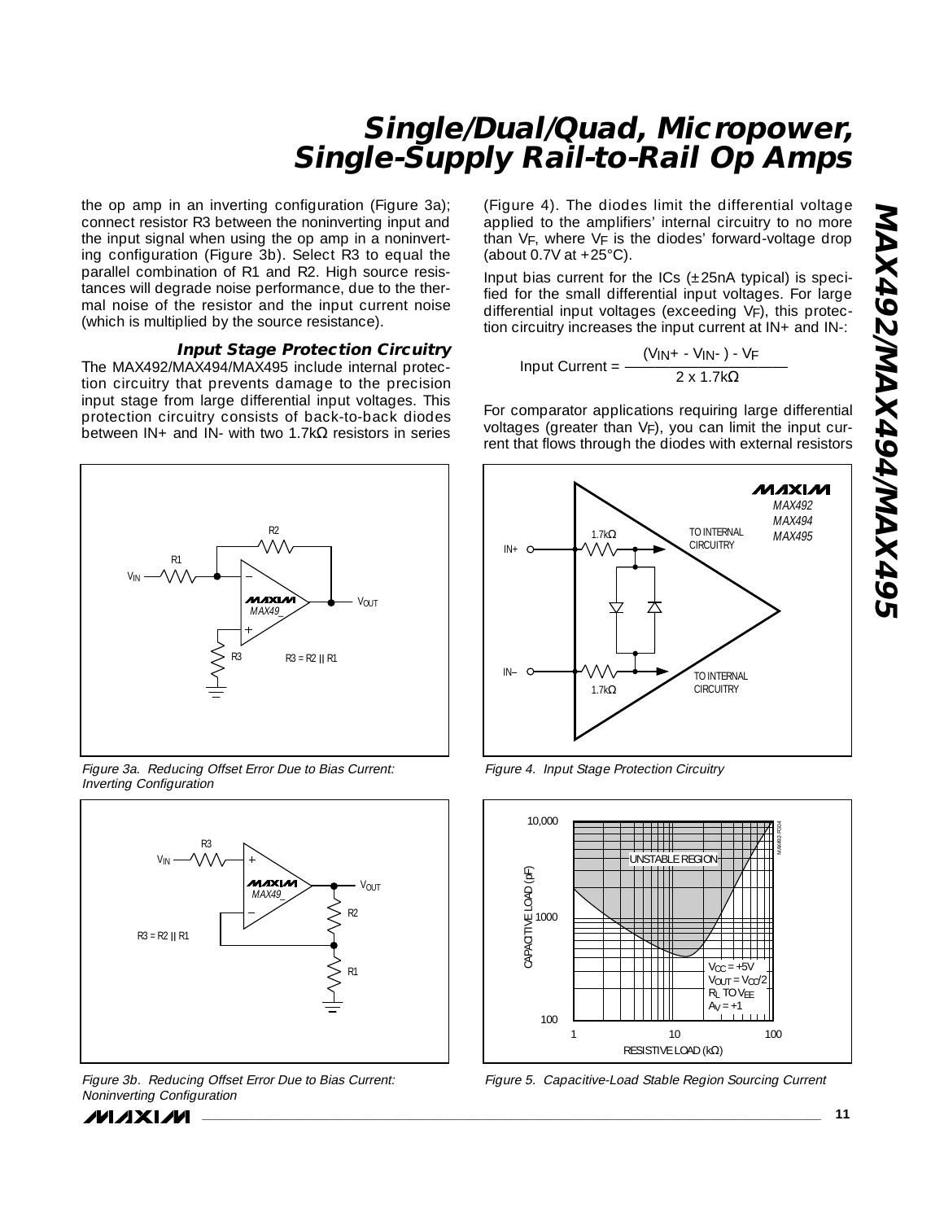the op amp in an inverting configuration (Figure 3a); connect resistor R3 between the noninverting input and the input signal when using the op amp in a noninverting configuration (Figure 3b). Select R3 to equal the parallel combination of R1 and R2. High source resistances will degrade noise performance, due to the thermal noise of the resistor and the input current noise (which is multiplied by the source resistance).

### Input Stage Protection Circuitry

The MAX492/MAX494/MAX495 include internal protection circuitry that prevents damage to the precision input stage from large differential input voltages. This protection circuitry consists of back-to-back diodes between IN+ and IN- with two 1.7kΩ resistors in series (Figure 4). The diodes limit the differential voltage applied to the amplifiers' internal circuitry to no more than $V_F$, where $V_F$ is the diodes' forward-voltage drop (about 0.7V at +25°C).

Input bias current for the ICs (±25nA typical) is specified for the small differential input voltages. For large differential input voltages (exceeding $V_F$), this protection circuitry increases the input current at IN+ and IN-:

$$\text{Input Current} = \frac{(V_{IN+} - V_{IN-}) - V_F}{2 \times 1.7k\Omega}$$

For comparator applications requiring large differential voltages (greater than $V_F$), you can limit the input current that flows through the diodes with external resistors

Figure 3a. Reducing Offset Error Due to Bias Current: Inverting Configuration

Figure 3b. Reducing Offset Error Due to Bias Current: Noninverting Configuration

Figure 4. Input Stage Protection Circuitry

Figure 5. Capacitive-Load Stable Region Sourcing Current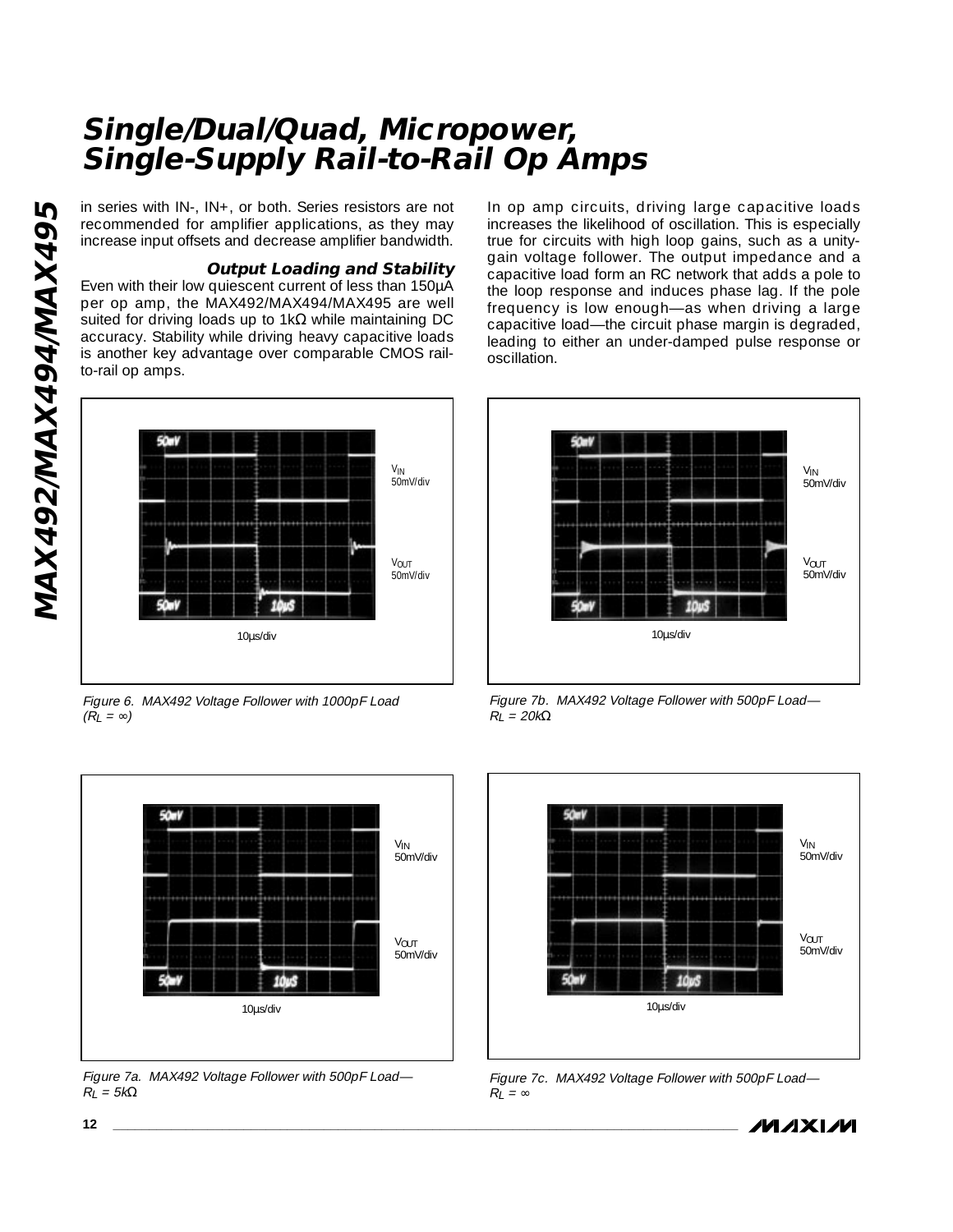in series with IN-, IN+, or both. Series resistors are not recommended for amplifier applications, as they may increase input offsets and decrease amplifier bandwidth.

### *Output Loading and Stability*

Even with their low quiescent current of less than 150µA per op amp, the MAX492/MAX494/MAX495 are well suited for driving loads up to 1kΩ while maintaining DC accuracy. Stability while driving heavy capacitive loads is another key advantage over comparable CMOS rail-to-rail op amps.

In op amp circuits, driving large capacitive loads increases the likelihood of oscillation. This is especially true for circuits with high loop gains, such as a unity-gain voltage follower. The output impedance and a capacitive load form an RC network that adds a pole to the loop response and induces phase lag. If the pole frequency is low enough—as when driving a large capacitive load—the circuit phase margin is degraded, leading to either an under-damped pulse response or oscillation.

$V_{IN}$ 50mV/div

$V_{OUT}$ 50mV/div

10µs/div

*Figure 6. MAX492 Voltage Follower with 1000pF Load ($R_L = \infty$)*

$V_{IN}$ 50mV/div

$V_{OUT}$ 50mV/div

10µs/div

*Figure 7b. MAX492 Voltage Follower with 500pF Load—$R_L = 20k\Omega$*

$V_{IN}$ 50mV/div

$V_{OUT}$ 50mV/div

10µs/div

*Figure 7a. MAX492 Voltage Follower with 500pF Load—$R_L = 5k\Omega$*

$V_{IN}$ 50mV/div

$V_{OUT}$ 50mV/div

10µs/div

*Figure 7c. MAX492 Voltage Follower with 500pF Load—$R_L = \infty$*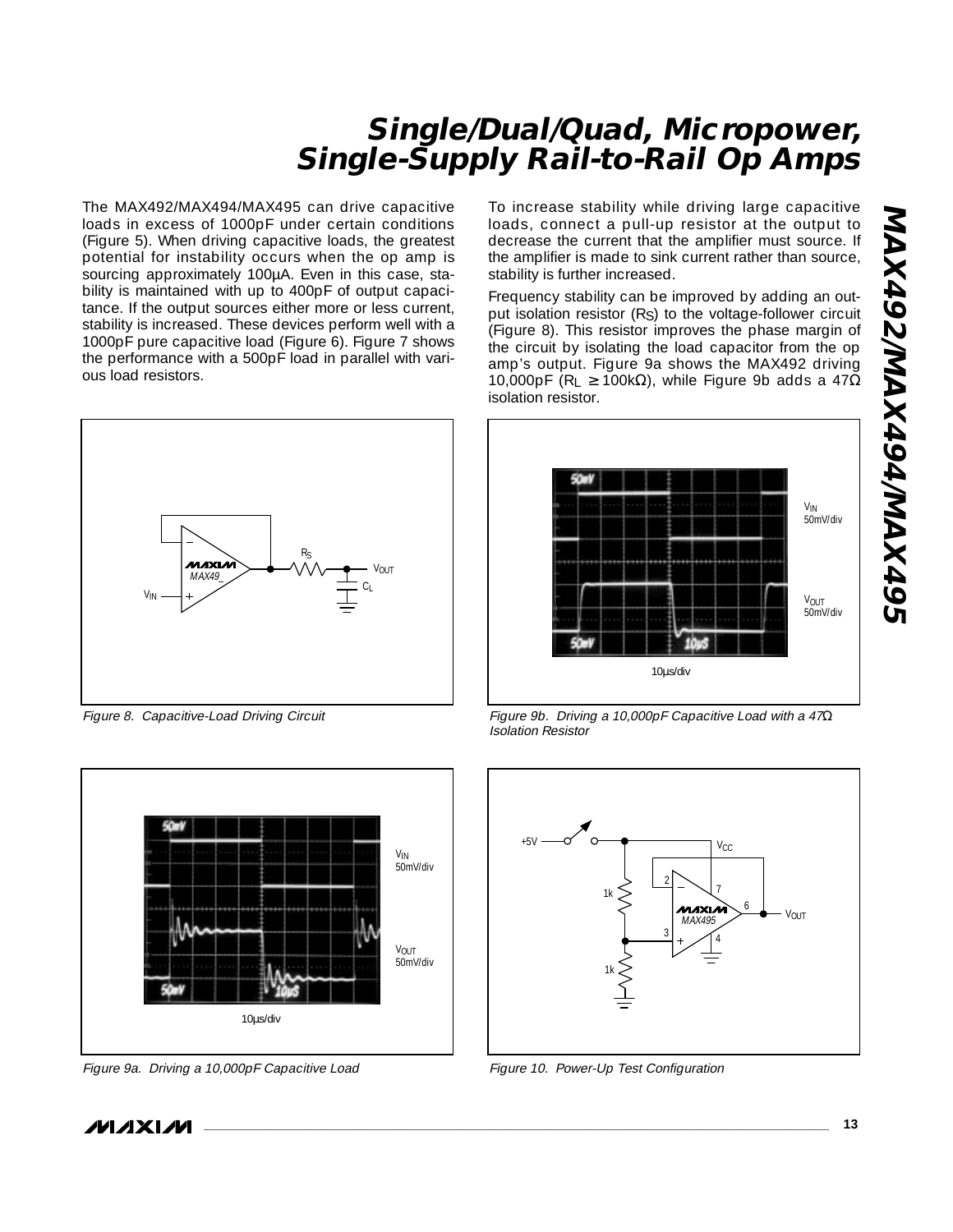The MAX492/MAX494/MAX495 can drive capacitive loads in excess of 1000pF under certain conditions (Figure 5). When driving capacitive loads, the greatest potential for instability occurs when the op amp is sourcing approximately 100µA. Even in this case, stability is maintained with up to 400pF of output capacitance. If the output sources either more or less current, stability is increased. These devices perform well with a 1000pF pure capacitive load (Figure 6). Figure 7 shows the performance with a 500pF load in parallel with various load resistors.

To increase stability while driving large capacitive loads, connect a pull-up resistor at the output to decrease the current that the amplifier must source. If the amplifier is made to sink current rather than source, stability is further increased.

Frequency stability can be improved by adding an output isolation resistor ($R_S$) to the voltage-follower circuit (Figure 8). This resistor improves the phase margin of the circuit by isolating the load capacitor from the op amp's output. Figure 9a shows the MAX492 driving 10,000pF ($R_L \geq 100k\Omega$), while Figure 9b adds a 47Ω isolation resistor.

*Figure 8. Capacitive-Load Driving Circuit*

*Figure 9b. Driving a 10,000pF Capacitive Load with a 47Ω Isolation Resistor*

*Figure 9a. Driving a 10,000pF Capacitive Load*

*Figure 10. Power-Up Test Configuration*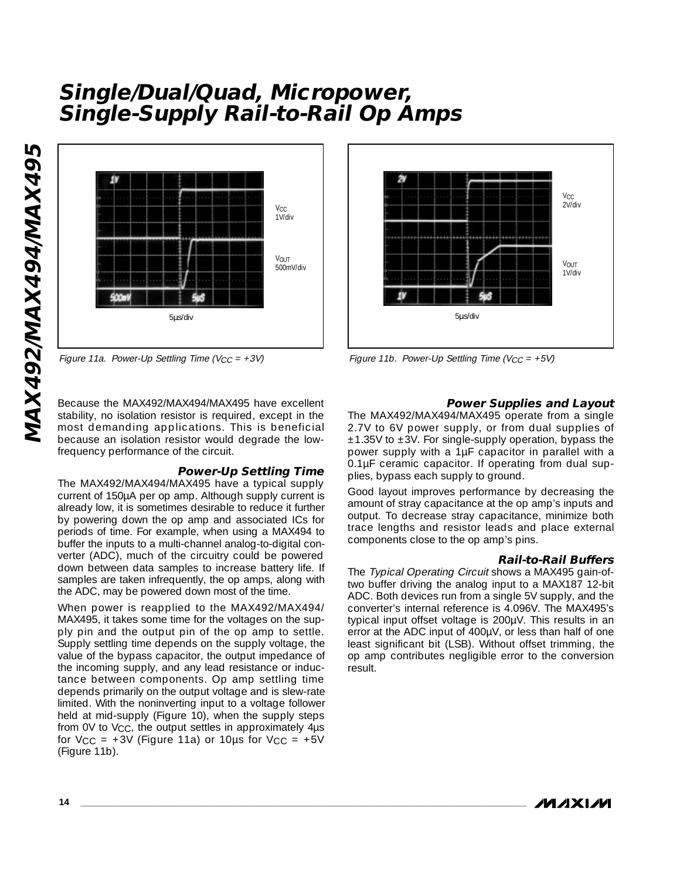Figure 11a. Power-Up Settling Time ($V_{CC}$ = +3V)

Figure 11b. Power-Up Settling Time ($V_{CC}$ = +5V)

Because the MAX492/MAX494/MAX495 have excellent stability, no isolation resistor is required, except in the most demanding applications. This is beneficial because an isolation resistor would degrade the low-frequency performance of the circuit.

### Power-Up Settling Time

The MAX492/MAX494/MAX495 have a typical supply current of 150µA per op amp. Although supply current is already low, it is sometimes desirable to reduce it further by powering down the op amp and associated ICs for periods of time. For example, when using a MAX494 to buffer the inputs to a multi-channel analog-to-digital converter (ADC), much of the circuitry could be powered down between data samples to increase battery life. If samples are taken infrequently, the op amps, along with the ADC, may be powered down most of the time.

When power is reapplied to the MAX492/MAX494/MAX495, it takes some time for the voltages on the supply pin and the output pin of the op amp to settle. Supply settling time depends on the supply voltage, the value of the bypass capacitor, the output impedance of the incoming supply, and any lead resistance or inductance between components. Op amp settling time depends primarily on the output voltage and is slew-rate limited. With the noninverting input to a voltage follower held at mid-supply (Figure 10), when the supply steps from 0V to $V_{CC}$, the output settles in approximately 4µs for $V_{CC}$ = +3V (Figure 11a) or 10µs for $V_{CC}$ = +5V (Figure 11b).

### Power Supplies and Layout

The MAX492/MAX494/MAX495 operate from a single 2.7V to 6V power supply, or from dual supplies of ±1.35V to ±3V. For single-supply operation, bypass the power supply with a 1µF capacitor in parallel with a 0.1µF ceramic capacitor. If operating from dual supplies, bypass each supply to ground.

Good layout improves performance by decreasing the amount of stray capacitance at the op amp's inputs and output. To decrease stray capacitance, minimize both trace lengths and resistor leads and place external components close to the op amp's pins.

### Rail-to-Rail Buffers

The *Typical Operating Circuit* shows a MAX495 gain-of-two buffer driving the analog input to a MAX187 12-bit ADC. Both devices run from a single 5V supply, and the converter's internal reference is 4.096V. The MAX495's typical input offset voltage is 200µV. This results in an error at the ADC input of 400µV, or less than half of one least significant bit (LSB). Without offset trimming, the op amp contributes negligible error to the conversion result.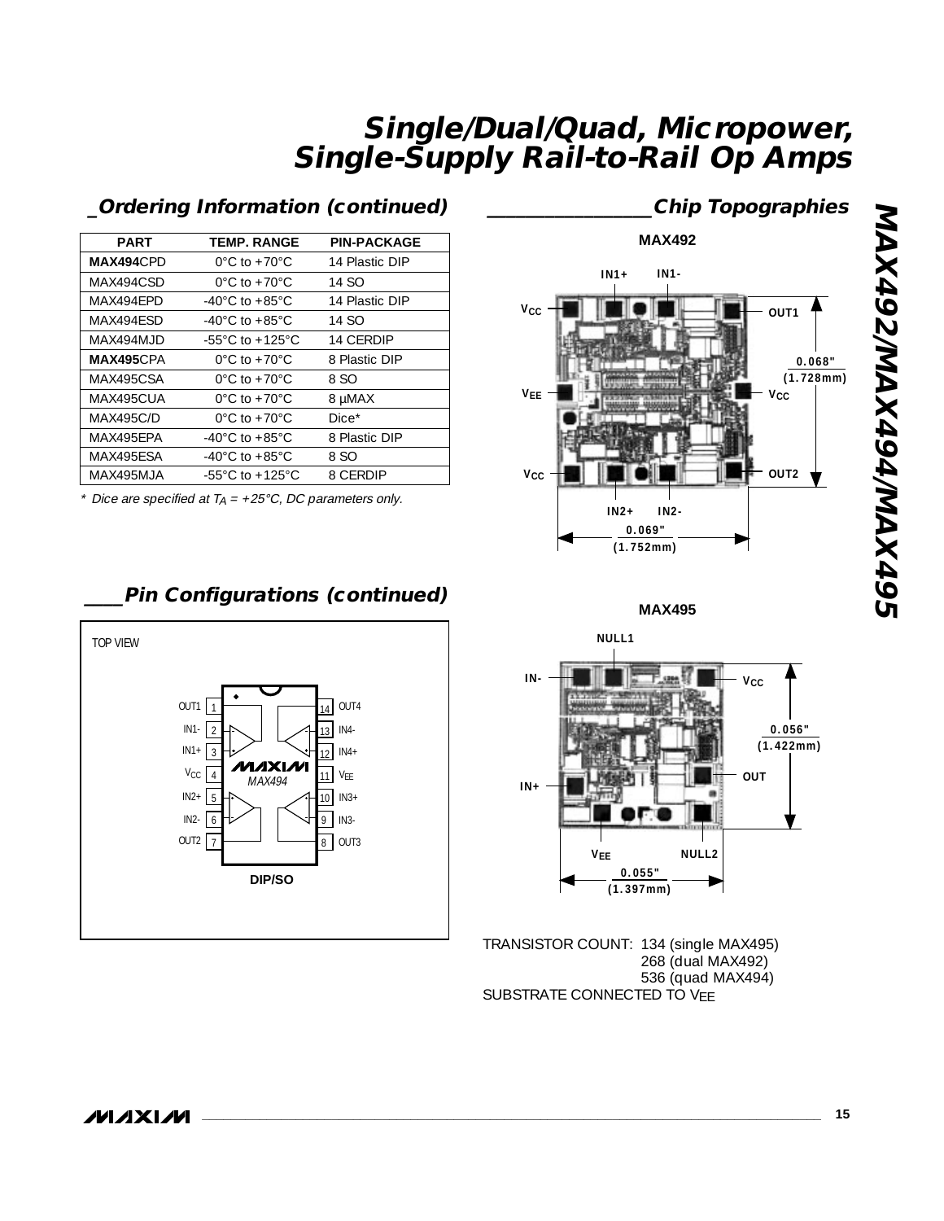## Ordering Information (continued)

| PART | TEMP. RANGE | PIN-PACKAGE |
|---|---|---|
| **MAX494**CPD | 0°C to +70°C | 14 Plastic DIP |
| MAX494CSD | 0°C to +70°C | 14 SO |
| MAX494EPD | -40°C to +85°C | 14 Plastic DIP |
| MAX494ESD | -40°C to +85°C | 14 SO |
| MAX494MJD | -55°C to +125°C | 14 CERDIP |
| **MAX495**CPA | 0°C to +70°C | 8 Plastic DIP |
| MAX495CSA | 0°C to +70°C | 8 SO |
| MAX495CUA | 0°C to +70°C | 8 µMAX |
| MAX495C/D | 0°C to +70°C | Dice* |
| MAX495EPA | -40°C to +85°C | 8 Plastic DIP |
| MAX495ESA | -40°C to +85°C | 8 SO |
| MAX495MJA | -55°C to +125°C | 8 CERDIP |

*\* Dice are specified at $T_A$ = +25°C, DC parameters only.*

## Pin Configurations (continued)

TOP VIEW

MAX494

| Pin | Name | Pin | Name |
|---|---|---|---|
| 1 | OUT1 | 14 | OUT4 |
| 2 | IN1- | 13 | IN4- |
| 3 | IN1+ | 12 | IN4+ |
| 4 | $V_{CC}$ | 11 | $V_{EE}$ |
| 5 | IN2+ | 10 | IN3+ |
| 6 | IN2- | 9 | IN3- |
| 7 | OUT2 | 8 | OUT3 |

**DIP/SO**

## Chip Topographies

**MAX492**

Pads: IN1+, IN1-, $V_{CC}$, OUT1, $V_{EE}$, $V_{CC}$, $V_{CC}$, OUT2, IN2+, IN2-

Dimensions: 0.068" (1.728mm) × 0.069" (1.752mm)

**MAX495**

Pads: NULL1, IN-, $V_{CC}$, OUT, IN+, $V_{EE}$, NULL2

Dimensions: 0.056" (1.422mm) × 0.055" (1.397mm)

TRANSISTOR COUNT: 134 (single MAX495)
268 (dual MAX492)
536 (quad MAX494)

SUBSTRATE CONNECTED TO $V_{EE}$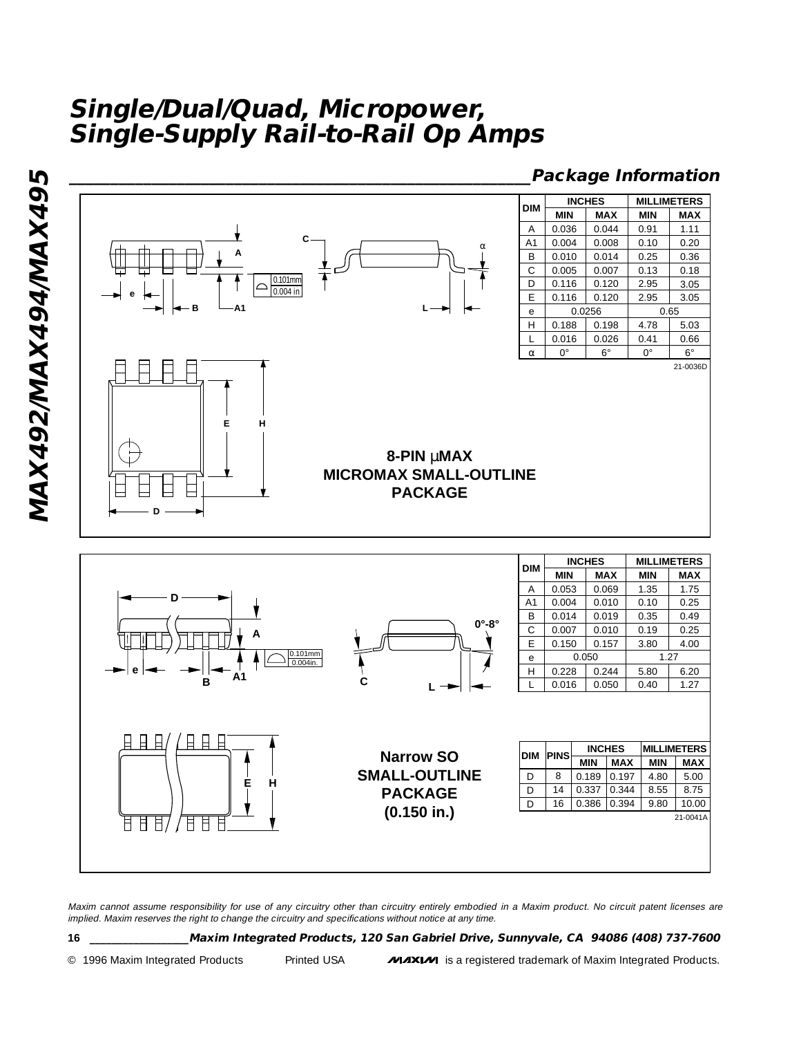## Package Information

| DIM | INCHES MIN | INCHES MAX | MILLIMETERS MIN | MILLIMETERS MAX |
|---|---|---|---|---|
| A | 0.036 | 0.044 | 0.91 | 1.11 |
| A1 | 0.004 | 0.008 | 0.10 | 0.20 |
| B | 0.010 | 0.014 | 0.25 | 0.36 |
| C | 0.005 | 0.007 | 0.13 | 0.18 |
| D | 0.116 | 0.120 | 2.95 | 3.05 |
| E | 0.116 | 0.120 | 2.95 | 3.05 |
| e | 0.0256 | | 0.65 | |
| H | 0.188 | 0.198 | 4.78 | 5.03 |
| L | 0.016 | 0.026 | 0.41 | 0.66 |
| α | 0° | 6° | 0° | 6° |

21-0036D

**8-PIN μMAX MICROMAX SMALL-OUTLINE PACKAGE**

| DIM | INCHES MIN | INCHES MAX | MILLIMETERS MIN | MILLIMETERS MAX |
|---|---|---|---|---|
| A | 0.053 | 0.069 | 1.35 | 1.75 |
| A1 | 0.004 | 0.010 | 0.10 | 0.25 |
| B | 0.014 | 0.019 | 0.35 | 0.49 |
| C | 0.007 | 0.010 | 0.19 | 0.25 |
| E | 0.150 | 0.157 | 3.80 | 4.00 |
| e | 0.050 | | 1.27 | |
| H | 0.228 | 0.244 | 5.80 | 6.20 |
| L | 0.016 | 0.050 | 0.40 | 1.27 |

| DIM | PINS | INCHES MIN | INCHES MAX | MILLIMETERS MIN | MILLIMETERS MAX |
|---|---|---|---|---|---|
| D | 8 | 0.189 | 0.197 | 4.80 | 5.00 |
| D | 14 | 0.337 | 0.344 | 8.55 | 8.75 |
| D | 16 | 0.386 | 0.394 | 9.80 | 10.00 |

21-0041A

**Narrow SO SMALL-OUTLINE PACKAGE (0.150 in.)**

*Maxim cannot assume responsibility for use of any circuitry other than circuitry entirely embodied in a Maxim product. No circuit patent licenses are implied. Maxim reserves the right to change the circuitry and specifications without notice at any time.*

***Maxim Integrated Products, 120 San Gabriel Drive, Sunnyvale, CA 94086 (408) 737-7600***

© 1996 Maxim Integrated Products Printed USA MAXIM is a registered trademark of Maxim Integrated Products.